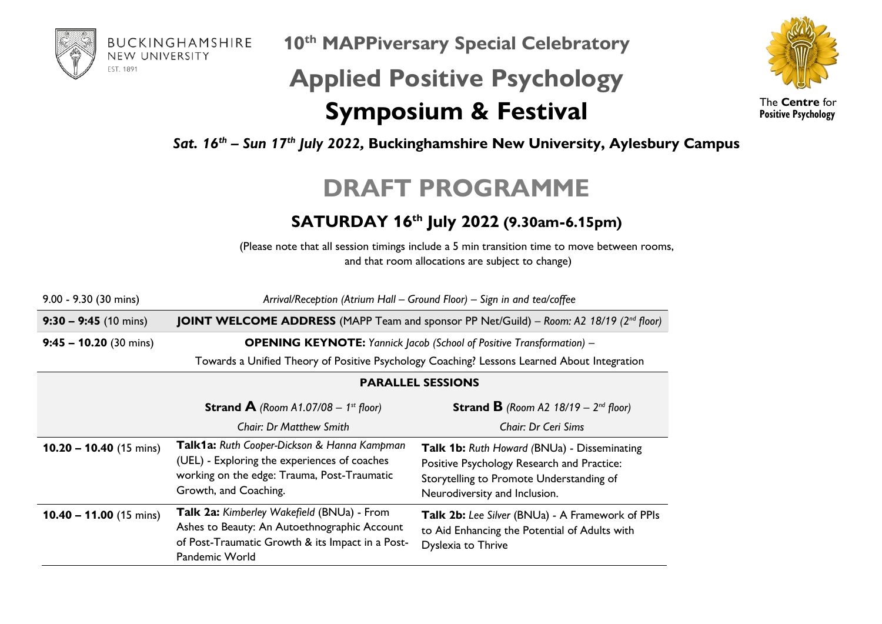BUCKINGHAMSHIRE NEW UNIVERSITY
EST. 1891

The **Centre** for **Positive Psychology**

# 10th MAPPiversary Special Celebratory

# Applied Positive Psychology Symposium & Festival

***Sat. 16th – Sun 17th July 2022,* Buckinghamshire New University, Aylesbury Campus**

# DRAFT PROGRAMME

## SATURDAY 16th July 2022 (9.30am-6.15pm)

(Please note that all session timings include a 5 min transition time to move between rooms, and that room allocations are subject to change)

| | | |
|---|---|---|
| 9.00 - 9.30 (30 mins) | *Arrival/Reception (Atrium Hall – Ground Floor) – Sign in and tea/coffee* | |
| **9:30 – 9:45** (10 mins) | **JOINT WELCOME ADDRESS** (MAPP Team and sponsor PP Net/Guild) – *Room: A2 18/19 (2nd floor)* | |
| **9:45 – 10.20** (30 mins) | **OPENING KEYNOTE:** *Yannick Jacob (School of Positive Transformation)* – Towards a Unified Theory of Positive Psychology Coaching? Lessons Learned About Integration | |
| | **PARALLEL SESSIONS** | |
| | **Strand A** *(Room A1.07/08 – 1st floor)* *Chair: Dr Matthew Smith* | **Strand B** *(Room A2 18/19 – 2nd floor)* *Chair: Dr Ceri Sims* |
| **10.20 – 10.40** (15 mins) | **Talk1a:** *Ruth Cooper-Dickson & Hanna Kampman* (UEL) - Exploring the experiences of coaches working on the edge: Trauma, Post-Traumatic Growth, and Coaching. | **Talk 1b:** *Ruth Howard* (BNUa) - Disseminating Positive Psychology Research and Practice: Storytelling to Promote Understanding of Neurodiversity and Inclusion. |
| **10.40 – 11.00** (15 mins) | **Talk 2a:** *Kimberley Wakefield* (BNUa) - From Ashes to Beauty: An Autoethnographic Account of Post-Traumatic Growth & its Impact in a Post-Pandemic World | **Talk 2b:** *Lee Silver* (BNUa) - A Framework of PPIs to Aid Enhancing the Potential of Adults with Dyslexia to Thrive |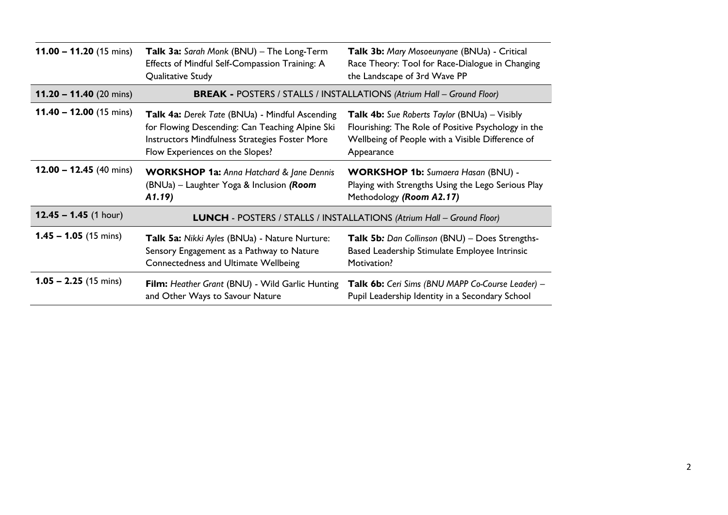| | | |
|---|---|---|
| **11.00 – 11.20** (15 mins) | **Talk 3a:** *Sarah Monk* (BNU) – The Long-Term Effects of Mindful Self-Compassion Training: A Qualitative Study | **Talk 3b:** *Mary Mosoeunyane* (BNUa) - Critical Race Theory: Tool for Race-Dialogue in Changing the Landscape of 3rd Wave PP |
| **11.20 – 11.40** (20 mins) | **BREAK -** POSTERS / STALLS / INSTALLATIONS *(Atrium Hall – Ground Floor)* | |
| **11.40 – 12.00** (15 mins) | **Talk 4a:** *Derek Tate* (BNUa) - Mindful Ascending for Flowing Descending: Can Teaching Alpine Ski Instructors Mindfulness Strategies Foster More Flow Experiences on the Slopes? | **Talk 4b:** *Sue Roberts Taylor* (BNUa) – Visibly Flourishing: The Role of Positive Psychology in the Wellbeing of People with a Visible Difference of Appearance |
| **12.00 – 12.45** (40 mins) | **WORKSHOP 1a:** *Anna Hatchard & Jane Dennis* (BNUa) – Laughter Yoga & Inclusion ***(Room A1.19)*** | **WORKSHOP 1b:** *Sumaera Hasan* (BNU) - Playing with Strengths Using the Lego Serious Play Methodology ***(Room A2.17)*** |
| **12.45 – 1.45** (1 hour) | **LUNCH** - POSTERS / STALLS / INSTALLATIONS *(Atrium Hall – Ground Floor)* | |
| **1.45 – 1.05** (15 mins) | **Talk 5a:** *Nikki Ayles* (BNUa) - Nature Nurture: Sensory Engagement as a Pathway to Nature Connectedness and Ultimate Wellbeing | **Talk 5b:** *Dan Collinson* (BNU) – Does Strengths-Based Leadership Stimulate Employee Intrinsic Motivation? |
| **1.05 – 2.25** (15 mins) | **Film:** *Heather Grant* (BNU) - Wild Garlic Hunting and Other Ways to Savour Nature | **Talk 6b:** *Ceri Sims (BNU MAPP Co-Course Leader)* – Pupil Leadership Identity in a Secondary School |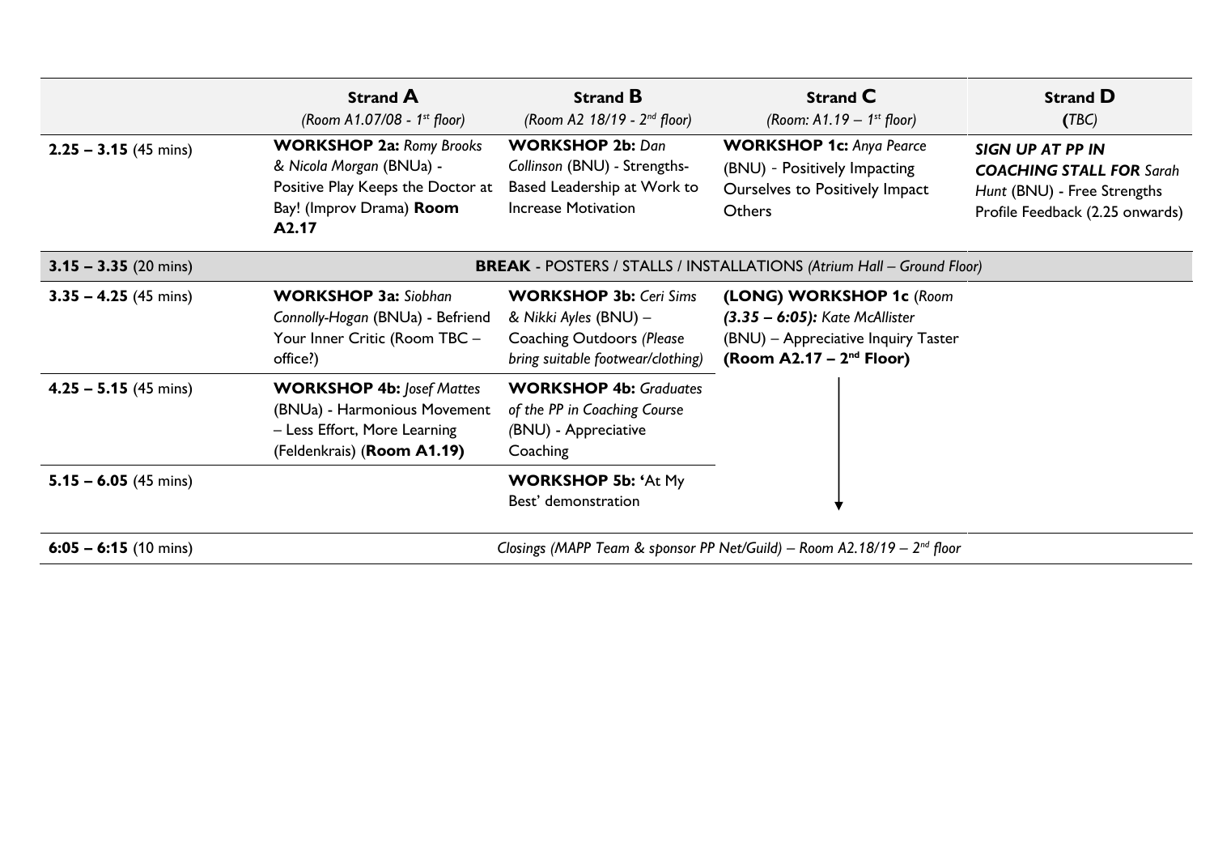| | **Strand A** *(Room A1.07/08 - 1st floor)* | **Strand B** *(Room A2 18/19 - 2nd floor)* | **Strand C** *(Room: A1.19 – 1st floor)* | **Strand D** **(***TBC)* |
|---|---|---|---|---|
| **2.25 – 3.15** (45 mins) | **WORKSHOP 2a:** *Romy Brooks & Nicola Morgan* (BNUa) - Positive Play Keeps the Doctor at Bay! (Improv Drama) **Room A2.17** | **WORKSHOP 2b:** *Dan Collinson* (BNU) - Strengths-Based Leadership at Work to Increase Motivation | **WORKSHOP 1c:** *Anya Pearce* (BNU) - Positively Impacting Ourselves to Positively Impact Others | ***SIGN UP AT PP IN COACHING STALL FOR*** *Sarah Hunt* (BNU) - Free Strengths Profile Feedback (2.25 onwards) |
| **3.15 – 3.35** (20 mins) | **BREAK** - POSTERS / STALLS / INSTALLATIONS *(Atrium Hall – Ground Floor)* | | | |
| **3.35 – 4.25** (45 mins) | **WORKSHOP 3a:** *Siobhan Connolly-Hogan* (BNUa) - Befriend Your Inner Critic (Room TBC – office?) | **WORKSHOP 3b:** *Ceri Sims & Nikki Ayles* (BNU) – Coaching Outdoors *(Please bring suitable footwear/clothing)* | **(LONG) WORKSHOP 1c** (*Room* ***(3.35 – 6:05):*** *Kate McAllister* (BNU) – Appreciative Inquiry Taster **(Room A2.17 – 2nd Floor)** | |
| **4.25 – 5.15** (45 mins) | **WORKSHOP 4b:** *Josef Mattes* (BNUa) - Harmonious Movement – Less Effort, More Learning (Feldenkrais) (**Room A1.19)** | **WORKSHOP 4b:** *Graduates of the PP in Coaching Course (*BNU) - Appreciative Coaching | ↓ | |
| **5.15 – 6.05** (45 mins) | | **WORKSHOP 5b: '**At My Best' demonstration | ↓ | |
| **6:05 – 6:15** (10 mins) | *Closings (MAPP Team & sponsor PP Net/Guild) – Room A2.18/19 – 2nd floor* | | | |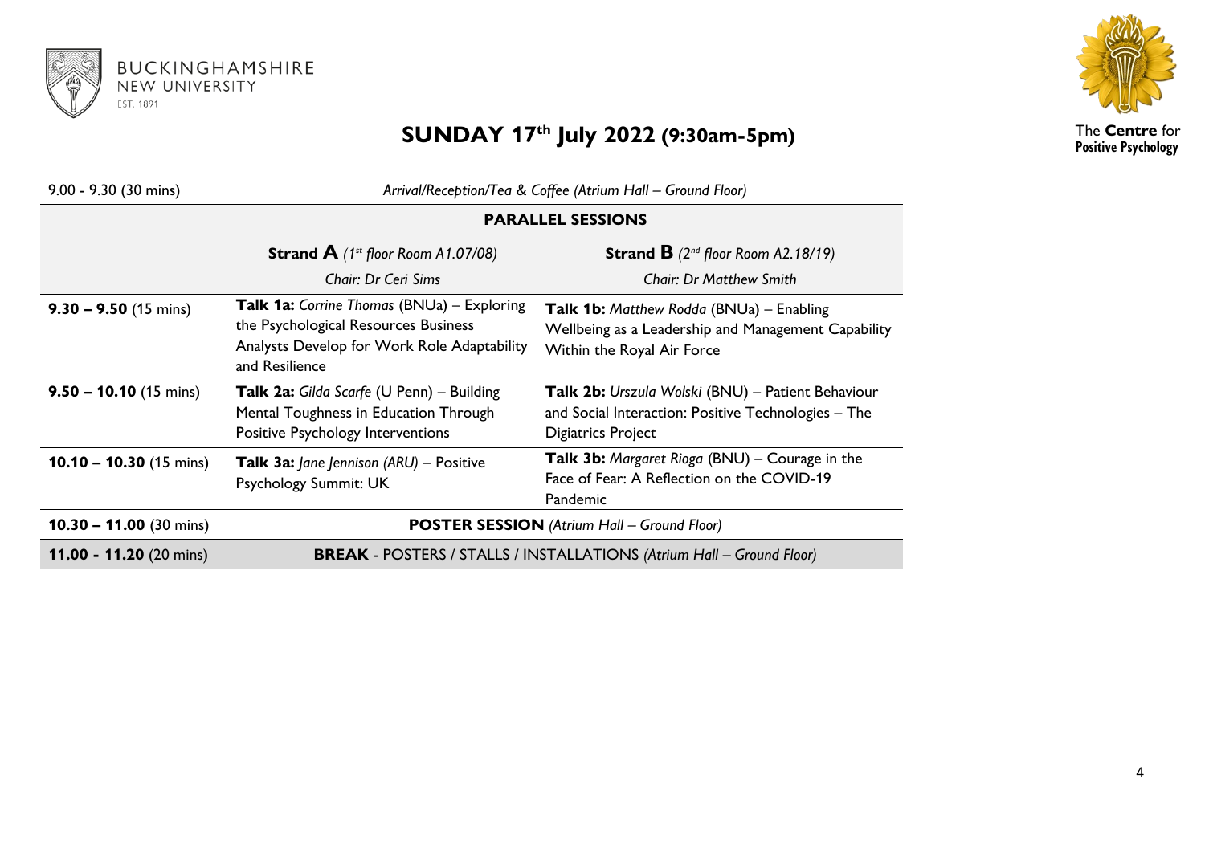BUCKINGHAMSHIRE NEW UNIVERSITY EST. 1891

The **Centre** for **Positive Psychology**

# SUNDAY 17th July 2022 (9:30am-5pm)

| 9.00 - 9.30 (30 mins) | *Arrival/Reception/Tea & Coffee (Atrium Hall – Ground Floor)* | |
|---|---|---|
| | **PARALLEL SESSIONS** | |
| | **Strand A** *(1st floor Room A1.07/08)* *Chair: Dr Ceri Sims* | **Strand B** *(2nd floor Room A2.18/19)* *Chair: Dr Matthew Smith* |
| **9.30 – 9.50** (15 mins) | **Talk 1a:** *Corrine Thomas* (BNUa) – Exploring the Psychological Resources Business Analysts Develop for Work Role Adaptability and Resilience | **Talk 1b:** *Matthew Rodda* (BNUa) – Enabling Wellbeing as a Leadership and Management Capability Within the Royal Air Force |
| **9.50 – 10.10** (15 mins) | **Talk 2a:** *Gilda Scarfe* (U Penn) – Building Mental Toughness in Education Through Positive Psychology Interventions | **Talk 2b:** *Urszula Wolski* (BNU) – Patient Behaviour and Social Interaction: Positive Technologies – The Digiatrics Project |
| **10.10 – 10.30** (15 mins) | **Talk 3a:** *Jane Jennison (ARU)* – Positive Psychology Summit: UK | **Talk 3b:** *Margaret Rioga* (BNU) – Courage in the Face of Fear: A Reflection on the COVID-19 Pandemic |
| **10.30 – 11.00** (30 mins) | **POSTER SESSION** *(Atrium Hall – Ground Floor)* | |
| **11.00 - 11.20** (20 mins) | **BREAK** - POSTERS / STALLS / INSTALLATIONS *(Atrium Hall – Ground Floor)* | |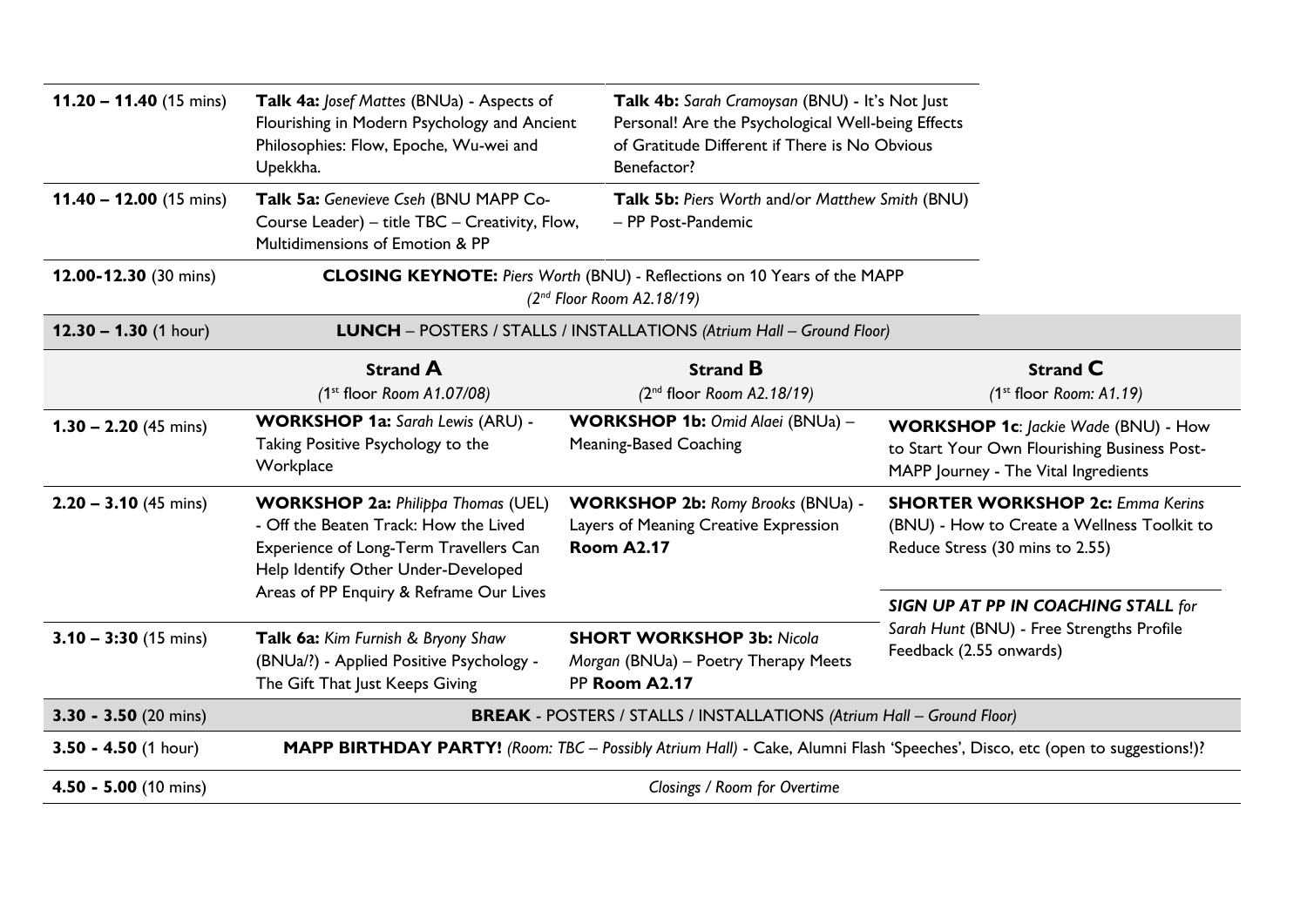| | | | |
|---|---|---|---|
| **11.20 – 11.40** (15 mins) | **Talk 4a:** *Josef Mattes* (BNUa) - Aspects of Flourishing in Modern Psychology and Ancient Philosophies: Flow, Epoche, Wu-wei and Upekkha. | **Talk 4b:** *Sarah Cramoysan* (BNU) - It's Not Just Personal! Are the Psychological Well-being Effects of Gratitude Different if There is No Obvious Benefactor? | |
| **11.40 – 12.00** (15 mins) | **Talk 5a:** *Genevieve Cseh* (BNU MAPP Co-Course Leader) – title TBC – Creativity, Flow, Multidimensions of Emotion & PP | **Talk 5b:** *Piers Worth* and/or *Matthew Smith* (BNU) – PP Post-Pandemic | |
| **12.00-12.30** (30 mins) | **CLOSING KEYNOTE:** *Piers Worth* (BNU) - Reflections on 10 Years of the MAPP *(2nd Floor Room A2.18/19)* | | |
| **12.30 – 1.30** (1 hour) | **LUNCH** – POSTERS / STALLS / INSTALLATIONS *(Atrium Hall – Ground Floor)* | | |
| | **Strand A** *(1st floor Room A1.07/08)* | **Strand B** *(2nd floor Room A2.18/19)* | **Strand C** *(1st floor Room: A1.19)* |
| **1.30 – 2.20** (45 mins) | **WORKSHOP 1a:** *Sarah Lewis* (ARU) - Taking Positive Psychology to the Workplace | **WORKSHOP 1b:** *Omid Alaei* (BNUa) – Meaning-Based Coaching | **WORKSHOP 1c**: *Jackie Wade* (BNU) - How to Start Your Own Flourishing Business Post-MAPP Journey - The Vital Ingredients |
| **2.20 – 3.10** (45 mins) | **WORKSHOP 2a:** *Philippa Thomas* (UEL) - Off the Beaten Track: How the Lived Experience of Long-Term Travellers Can Help Identify Other Under-Developed Areas of PP Enquiry & Reframe Our Lives | **WORKSHOP 2b:** *Romy Brooks* (BNUa) - Layers of Meaning Creative Expression **Room A2.17** | **SHORTER WORKSHOP 2c:** *Emma Kerins* (BNU) - How to Create a Wellness Toolkit to Reduce Stress (30 mins to 2.55) |
| **3.10 – 3:30** (15 mins) | **Talk 6a:** *Kim Furnish & Bryony Shaw* (BNUa/?) - Applied Positive Psychology - The Gift That Just Keeps Giving | **SHORT WORKSHOP 3b:** *Nicola Morgan* (BNUa) – Poetry Therapy Meets PP **Room A2.17** | ***SIGN UP AT PP IN COACHING STALL*** *for Sarah Hunt* (BNU) - Free Strengths Profile Feedback (2.55 onwards) |
| **3.30 - 3.50** (20 mins) | **BREAK** - POSTERS / STALLS / INSTALLATIONS *(Atrium Hall – Ground Floor)* | | |
| **3.50 - 4.50** (1 hour) | **MAPP BIRTHDAY PARTY!** *(Room: TBC – Possibly Atrium Hall)* - Cake, Alumni Flash 'Speeches', Disco, etc (open to suggestions!)? | | |
| **4.50 - 5.00** (10 mins) | *Closings / Room for Overtime* | | |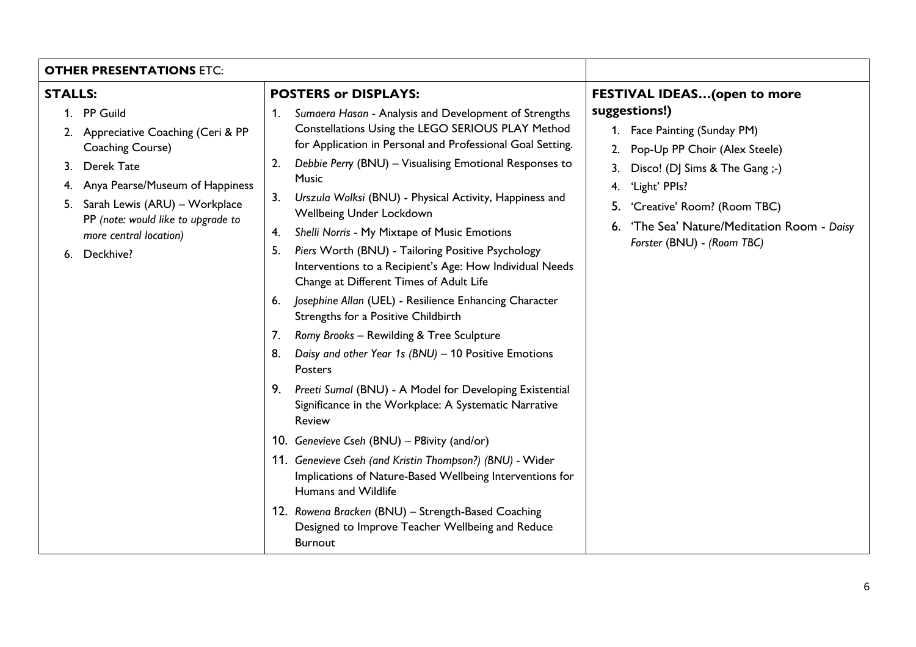**OTHER PRESENTATIONS** ETC:

**STALLS:**

1. PP Guild
2. Appreciative Coaching (Ceri & PP Coaching Course)
3. Derek Tate
4. Anya Pearse/Museum of Happiness
5. Sarah Lewis (ARU) – Workplace PP *(note: would like to upgrade to more central location)*
6. Deckhive?

**POSTERS or DISPLAYS:**

1. *Sumaera Hasan* - Analysis and Development of Strengths Constellations Using the LEGO SERIOUS PLAY Method for Application in Personal and Professional Goal Setting.
2. *Debbie Perry* (BNU) – Visualising Emotional Responses to Music
3. *Urszula Wolksi* (BNU) - Physical Activity, Happiness and Wellbeing Under Lockdown
4. *Shelli Norris* - My Mixtape of Music Emotions
5. *Piers* Worth (BNU) - Tailoring Positive Psychology Interventions to a Recipient's Age: How Individual Needs Change at Different Times of Adult Life
6. *Josephine Allan* (UEL) - Resilience Enhancing Character Strengths for a Positive Childbirth
7. *Romy Brooks* – Rewilding & Tree Sculpture
8. *Daisy and other Year 1s (BNU)* – 10 Positive Emotions Posters
9. *Preeti Sumal* (BNU) - A Model for Developing Existential Significance in the Workplace: A Systematic Narrative Review
10. *Genevieve Cseh* (BNU) – P8ivity (and/or)
11. *Genevieve Cseh (and Kristin Thompson?) (BNU)* - Wider Implications of Nature-Based Wellbeing Interventions for Humans and Wildlife
12. *Rowena Bracken* (BNU) – Strength-Based Coaching Designed to Improve Teacher Wellbeing and Reduce Burnout

**FESTIVAL IDEAS…(open to more suggestions!)**

1. Face Painting (Sunday PM)
2. Pop-Up PP Choir (Alex Steele)
3. Disco! (DJ Sims & The Gang ;-)
4. 'Light' PPIs?
5. 'Creative' Room? (Room TBC)
6. 'The Sea' Nature/Meditation Room - *Daisy Forster* (BNU) - *(Room TBC)*